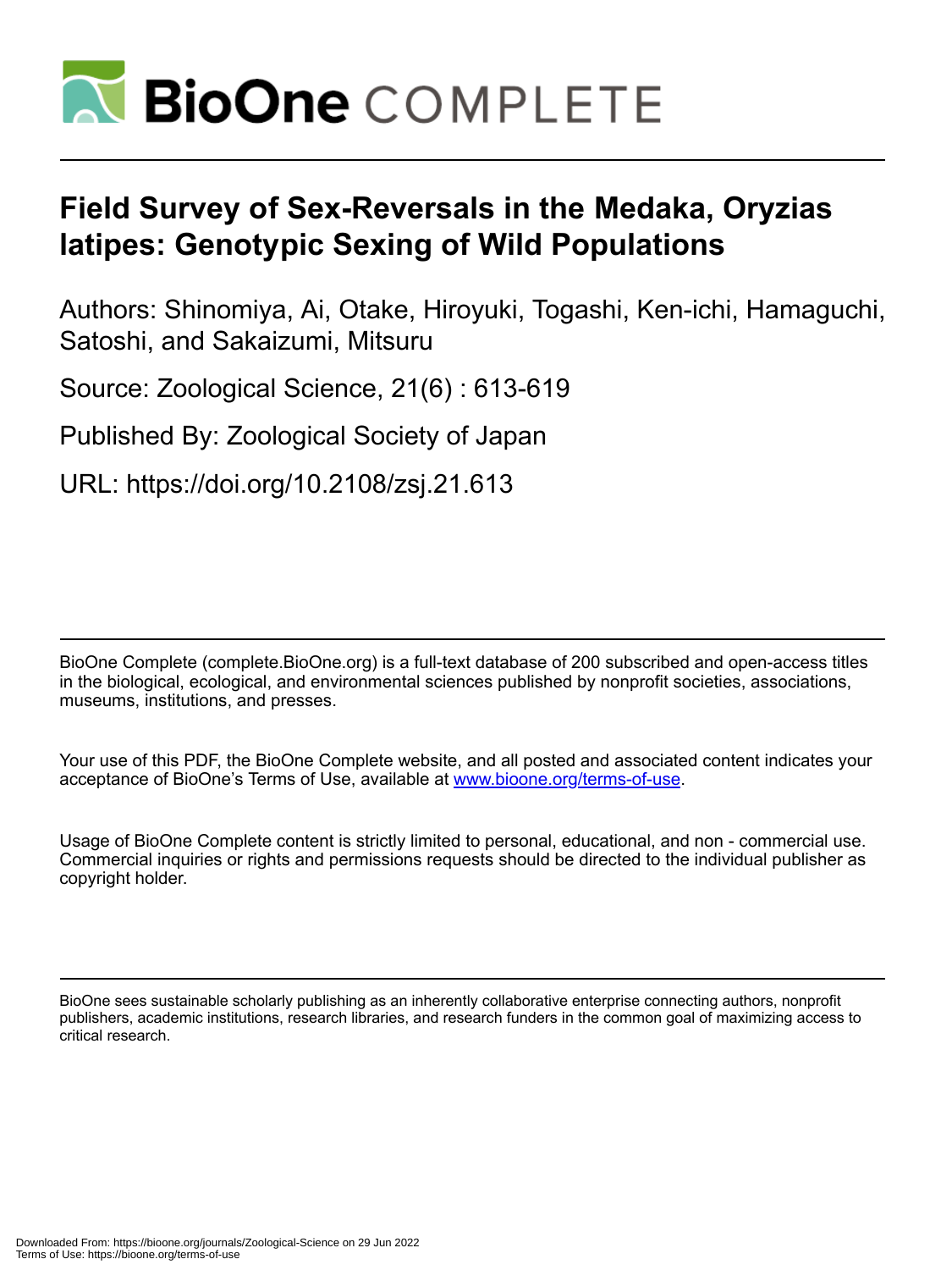# Field Survey of Sex-Reversals in the Medaka, Oryzias latipes: Genotypic Sexing of Wild Populations

Authors: Shinomiya, Ai, Otake, Hiroyuki, Togashi, Ken-ichi, Hamaguchi, Satoshi, and Sakaizumi, Mitsuru

Source: Zoological Science, 21(6) : 613-619

Published By: Zoological Society of Japan

URL: https://doi.org/10.2108/zsj.21.613

BioOne Complete (complete.BioOne.org) is a full-text database of 200 subscribed and open-access titles in the biological, ecological, and environmental sciences published by nonprofit societies, associations, museums, institutions, and presses.

Your use of this PDF, the BioOne Complete website, and all posted and associated content indicates your acceptance of BioOne's Terms of Use, available at www.bioone.org/terms-of-use.

Usage of BioOne Complete content is strictly limited to personal, educational, and non - commercial use. Commercial inquiries or rights and permissions requests should be directed to the individual publisher as copyright holder.

BioOne sees sustainable scholarly publishing as an inherently collaborative enterprise connecting authors, nonprofit publishers, academic institutions, research libraries, and research funders in the common goal of maximizing access to critical research.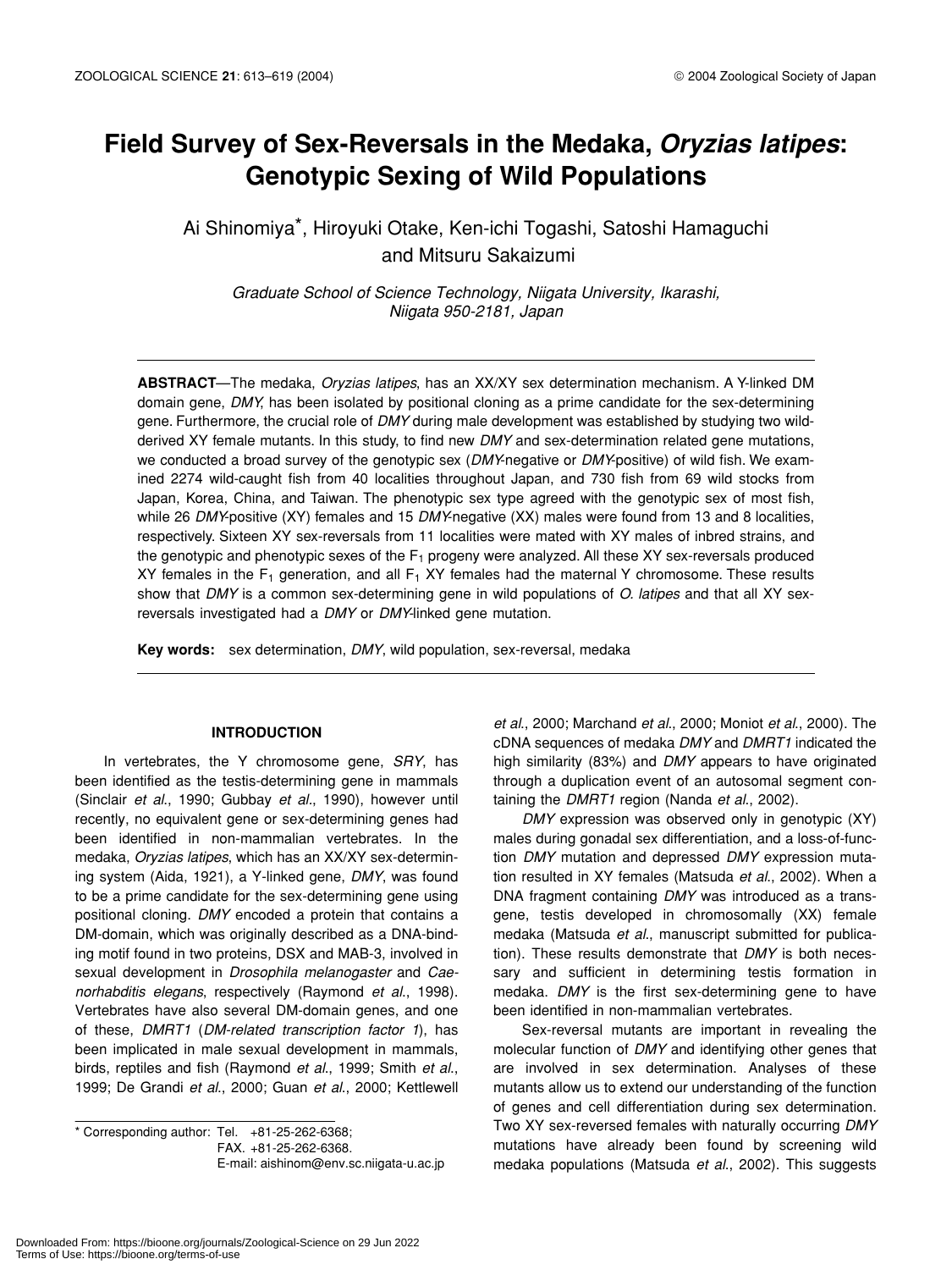# Field Survey of Sex-Reversals in the Medaka, *Oryzias latipes*: Genotypic Sexing of Wild Populations

Ai Shinomiya*, Hiroyuki Otake, Ken-ichi Togashi, Satoshi Hamaguchi and Mitsuru Sakaizumi

*Graduate School of Science Technology, Niigata University, Ikarashi, Niigata 950-2181, Japan*

**ABSTRACT**—The medaka, *Oryzias latipes*, has an XX/XY sex determination mechanism. A Y-linked DM domain gene, *DMY*, has been isolated by positional cloning as a prime candidate for the sex-determining gene. Furthermore, the crucial role of *DMY* during male development was established by studying two wild-derived XY female mutants. In this study, to find new *DMY* and sex-determination related gene mutations, we conducted a broad survey of the genotypic sex (*DMY*-negative or *DMY*-positive) of wild fish. We examined 2274 wild-caught fish from 40 localities throughout Japan, and 730 fish from 69 wild stocks from Japan, Korea, China, and Taiwan. The phenotypic sex type agreed with the genotypic sex of most fish, while 26 *DMY*-positive (XY) females and 15 *DMY*-negative (XX) males were found from 13 and 8 localities, respectively. Sixteen XY sex-reversals from 11 localities were mated with XY males of inbred strains, and the genotypic and phenotypic sexes of the $F_1$ progeny were analyzed. All these XY sex-reversals produced XY females in the $F_1$ generation, and all $F_1$ XY females had the maternal Y chromosome. These results show that *DMY* is a common sex-determining gene in wild populations of *O. latipes* and that all XY sex-reversals investigated had a *DMY* or *DMY*-linked gene mutation.

**Key words:** sex determination, *DMY*, wild population, sex-reversal, medaka

## INTRODUCTION

In vertebrates, the Y chromosome gene, *SRY*, has been identified as the testis-determining gene in mammals (Sinclair *et al.*, 1990; Gubbay *et al.*, 1990), however until recently, no equivalent gene or sex-determining genes had been identified in non-mammalian vertebrates. In the medaka, *Oryzias latipes*, which has an XX/XY sex-determining system (Aida, 1921), a Y-linked gene, *DMY*, was found to be a prime candidate for the sex-determining gene using positional cloning. *DMY* encoded a protein that contains a DM-domain, which was originally described as a DNA-binding motif found in two proteins, DSX and MAB-3, involved in sexual development in *Drosophila melanogaster* and *Caenorhabditis elegans*, respectively (Raymond *et al.*, 1998). Vertebrates have also several DM-domain genes, and one of these, *DMRT1* (*DM-related transcription factor 1*), has been implicated in male sexual development in mammals, birds, reptiles and fish (Raymond *et al.*, 1999; Smith *et al.*, 1999; De Grandi *et al.*, 2000; Guan *et al.*, 2000; Kettlewell *et al.*, 2000; Marchand *et al.*, 2000; Moniot *et al.*, 2000). The cDNA sequences of medaka *DMY* and *DMRT1* indicated the high similarity (83%) and *DMY* appears to have originated through a duplication event of an autosomal segment containing the *DMRT1* region (Nanda *et al.*, 2002).

*DMY* expression was observed only in genotypic (XY) males during gonadal sex differentiation, and a loss-of-function *DMY* mutation and depressed *DMY* expression mutation resulted in XY females (Matsuda *et al.*, 2002). When a DNA fragment containing *DMY* was introduced as a transgene, testis developed in chromosomally (XX) female medaka (Matsuda *et al.*, manuscript submitted for publication). These results demonstrate that *DMY* is both necessary and sufficient in determining testis formation in medaka. *DMY* is the first sex-determining gene to have been identified in non-mammalian vertebrates.

Sex-reversal mutants are important in revealing the molecular function of *DMY* and identifying other genes that are involved in sex determination. Analyses of these mutants allow us to extend our understanding of the function of genes and cell differentiation during sex determination. Two XY sex-reversed females with naturally occurring *DMY* mutations have already been found by screening wild medaka populations (Matsuda *et al.*, 2002). This suggests

\* Corresponding author: Tel. +81-25-262-6368;
FAX. +81-25-262-6368.
E-mail: aishinom@env.sc.niigata-u.ac.jp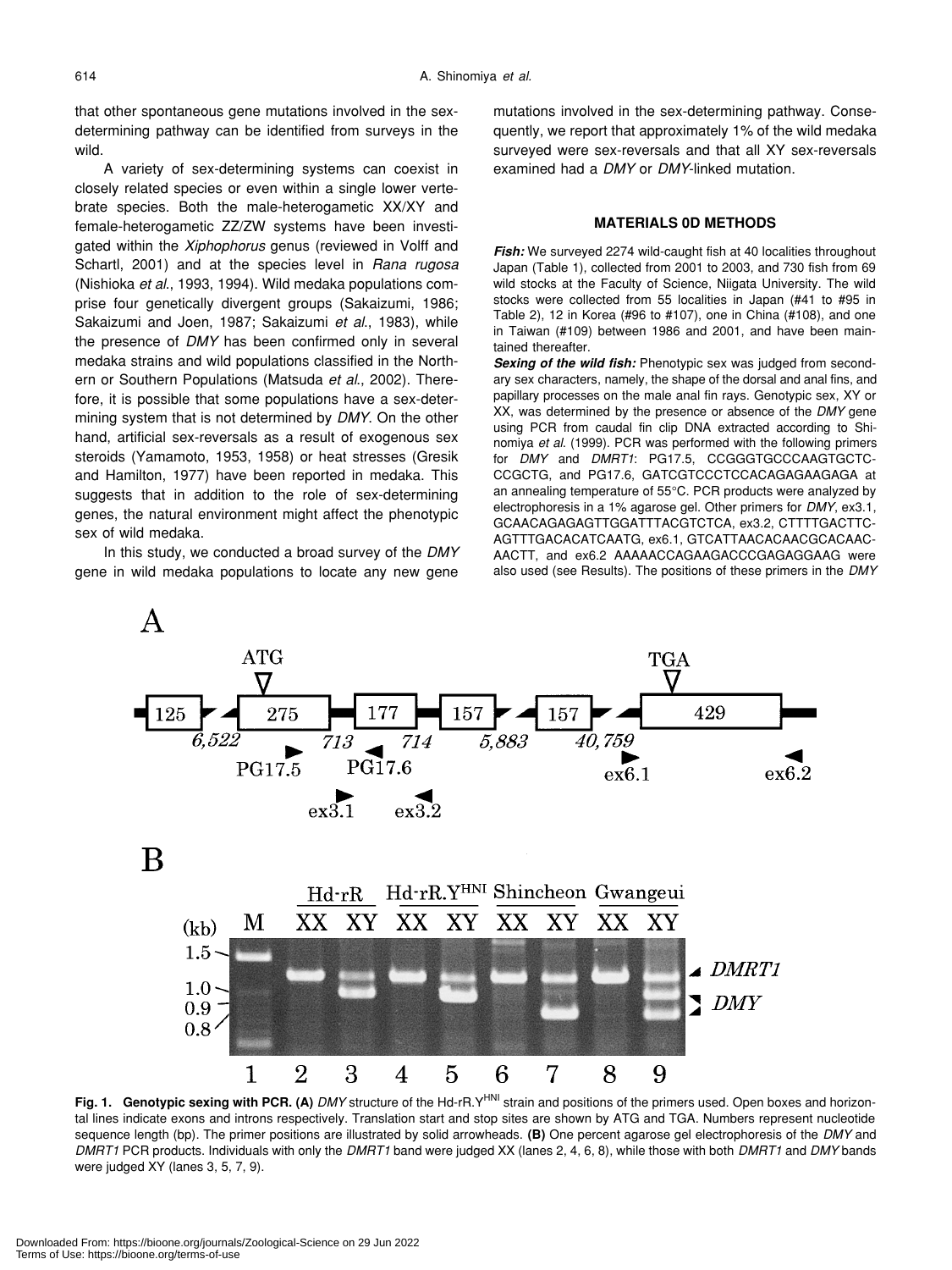that other spontaneous gene mutations involved in the sex-determining pathway can be identified from surveys in the wild.

A variety of sex-determining systems can coexist in closely related species or even within a single lower vertebrate species. Both the male-heterogametic XX/XY and female-heterogametic ZZ/ZW systems have been investigated within the *Xiphophorus* genus (reviewed in Volff and Schartl, 2001) and at the species level in *Rana rugosa* (Nishioka *et al*., 1993, 1994). Wild medaka populations comprise four genetically divergent groups (Sakaizumi, 1986; Sakaizumi and Joen, 1987; Sakaizumi *et al*., 1983), while the presence of *DMY* has been confirmed only in several medaka strains and wild populations classified in the Northern or Southern Populations (Matsuda *et al*., 2002). Therefore, it is possible that some populations have a sex-determining system that is not determined by *DMY*. On the other hand, artificial sex-reversals as a result of exogenous sex steroids (Yamamoto, 1953, 1958) or heat stresses (Gresik and Hamilton, 1977) have been reported in medaka. This suggests that in addition to the role of sex-determining genes, the natural environment might affect the phenotypic sex of wild medaka.

In this study, we conducted a broad survey of the *DMY* gene in wild medaka populations to locate any new gene mutations involved in the sex-determining pathway. Consequently, we report that approximately 1% of the wild medaka surveyed were sex-reversals and that all XY sex-reversals examined had a *DMY* or *DMY*-linked mutation.

## MATERIALS 0D METHODS

***Fish:*** We surveyed 2274 wild-caught fish at 40 localities throughout Japan (Table 1), collected from 2001 to 2003, and 730 fish from 69 wild stocks at the Faculty of Science, Niigata University. The wild stocks were collected from 55 localities in Japan (#41 to #95 in Table 2), 12 in Korea (#96 to #107), one in China (#108), and one in Taiwan (#109) between 1986 and 2001, and have been maintained thereafter.

***Sexing of the wild fish:*** Phenotypic sex was judged from secondary sex characters, namely, the shape of the dorsal and anal fins, and papillary processes on the male anal fin rays. Genotypic sex, XY or XX, was determined by the presence or absence of the *DMY* gene using PCR from caudal fin clip DNA extracted according to Shinomiya *et al*. (1999). PCR was performed with the following primers for *DMY* and *DMRT1*: PG17.5, CCGGGTGCCCAAGTGCTC-CCGCTG, and PG17.6, GATCGTCCCTCCACAGAGAAGAGA at an annealing temperature of 55°C. PCR products were analyzed by electrophoresis in a 1% agarose gel. Other primers for *DMY*, ex3.1, GCAACAGAGAGTTGGATTTACGTCTCA, ex3.2, CTTTTGACTTC-AGTTTGACACATCAATG, ex6.1, GTCATTAACACAACGCACAAC-AACTT, and ex6.2 AAAAACCAGAAGACCCGAGAGGAAG were also used (see Results). The positions of these primers in the *DMY*

**Fig. 1. Genotypic sexing with PCR. (A)** *DMY* structure of the Hd-rR.Y[HNI] strain and positions of the primers used. Open boxes and horizontal lines indicate exons and introns respectively. Translation start and stop sites are shown by ATG and TGA. Numbers represent nucleotide sequence length (bp). The primer positions are illustrated by solid arrowheads. **(B)** One percent agarose gel electrophoresis of the *DMY* and *DMRT1* PCR products. Individuals with only the *DMRT1* band were judged XX (lanes 2, 4, 6, 8), while those with both *DMRT1* and *DMY* bands were judged XY (lanes 3, 5, 7, 9).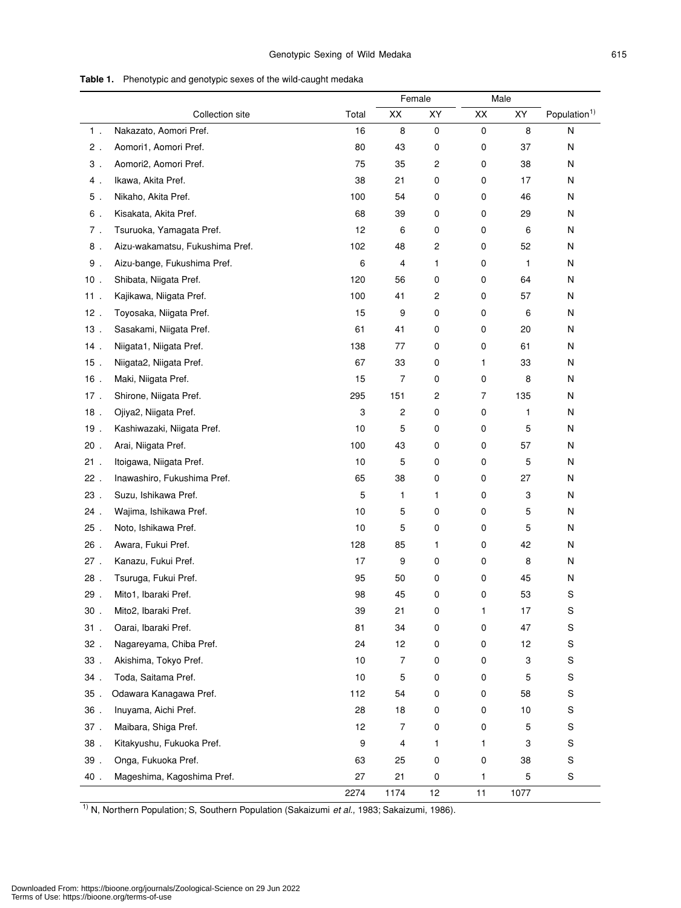**Table 1.** Phenotypic and genotypic sexes of the wild-caught medaka

| | Collection site | Total | Female | | Male | | Population[1)] |
|---|---|---|---|---|---|---|---|
| | | | XX | XY | XX | XY | |
| 1. | Nakazato, Aomori Pref. | 16 | 8 | 0 | 0 | 8 | N |
| 2. | Aomori1, Aomori Pref. | 80 | 43 | 0 | 0 | 37 | N |
| 3. | Aomori2, Aomori Pref. | 75 | 35 | 2 | 0 | 38 | N |
| 4. | Ikawa, Akita Pref. | 38 | 21 | 0 | 0 | 17 | N |
| 5. | Nikaho, Akita Pref. | 100 | 54 | 0 | 0 | 46 | N |
| 6. | Kisakata, Akita Pref. | 68 | 39 | 0 | 0 | 29 | N |
| 7. | Tsuruoka, Yamagata Pref. | 12 | 6 | 0 | 0 | 6 | N |
| 8. | Aizu-wakamatsu, Fukushima Pref. | 102 | 48 | 2 | 0 | 52 | N |
| 9. | Aizu-bange, Fukushima Pref. | 6 | 4 | 1 | 0 | 1 | N |
| 10. | Shibata, Niigata Pref. | 120 | 56 | 0 | 0 | 64 | N |
| 11. | Kajikawa, Niigata Pref. | 100 | 41 | 2 | 0 | 57 | N |
| 12. | Toyosaka, Niigata Pref. | 15 | 9 | 0 | 0 | 6 | N |
| 13. | Sasakami, Niigata Pref. | 61 | 41 | 0 | 0 | 20 | N |
| 14. | Niigata1, Niigata Pref. | 138 | 77 | 0 | 0 | 61 | N |
| 15. | Niigata2, Niigata Pref. | 67 | 33 | 0 | 1 | 33 | N |
| 16. | Maki, Niigata Pref. | 15 | 7 | 0 | 0 | 8 | N |
| 17. | Shirone, Niigata Pref. | 295 | 151 | 2 | 7 | 135 | N |
| 18. | Ojiya2, Niigata Pref. | 3 | 2 | 0 | 0 | 1 | N |
| 19. | Kashiwazaki, Niigata Pref. | 10 | 5 | 0 | 0 | 5 | N |
| 20. | Arai, Niigata Pref. | 100 | 43 | 0 | 0 | 57 | N |
| 21. | Itoigawa, Niigata Pref. | 10 | 5 | 0 | 0 | 5 | N |
| 22. | Inawashiro, Fukushima Pref. | 65 | 38 | 0 | 0 | 27 | N |
| 23. | Suzu, Ishikawa Pref. | 5 | 1 | 1 | 0 | 3 | N |
| 24. | Wajima, Ishikawa Pref. | 10 | 5 | 0 | 0 | 5 | N |
| 25. | Noto, Ishikawa Pref. | 10 | 5 | 0 | 0 | 5 | N |
| 26. | Awara, Fukui Pref. | 128 | 85 | 1 | 0 | 42 | N |
| 27. | Kanazu, Fukui Pref. | 17 | 9 | 0 | 0 | 8 | N |
| 28. | Tsuruga, Fukui Pref. | 95 | 50 | 0 | 0 | 45 | N |
| 29. | Mito1, Ibaraki Pref. | 98 | 45 | 0 | 0 | 53 | S |
| 30. | Mito2, Ibaraki Pref. | 39 | 21 | 0 | 1 | 17 | S |
| 31. | Oarai, Ibaraki Pref. | 81 | 34 | 0 | 0 | 47 | S |
| 32. | Nagareyama, Chiba Pref. | 24 | 12 | 0 | 0 | 12 | S |
| 33. | Akishima, Tokyo Pref. | 10 | 7 | 0 | 0 | 3 | S |
| 34. | Toda, Saitama Pref. | 10 | 5 | 0 | 0 | 5 | S |
| 35. | Odawara Kanagawa Pref. | 112 | 54 | 0 | 0 | 58 | S |
| 36. | Inuyama, Aichi Pref. | 28 | 18 | 0 | 0 | 10 | S |
| 37. | Maibara, Shiga Pref. | 12 | 7 | 0 | 0 | 5 | S |
| 38. | Kitakyushu, Fukuoka Pref. | 9 | 4 | 1 | 1 | 3 | S |
| 39. | Onga, Fukuoka Pref. | 63 | 25 | 0 | 0 | 38 | S |
| 40. | Mageshima, Kagoshima Pref. | 27 | 21 | 0 | 1 | 5 | S |
| | | 2274 | 1174 | 12 | 11 | 1077 | |

[1)] N, Northern Population; S, Southern Population (Sakaizumi *et al.*, 1983; Sakaizumi, 1986).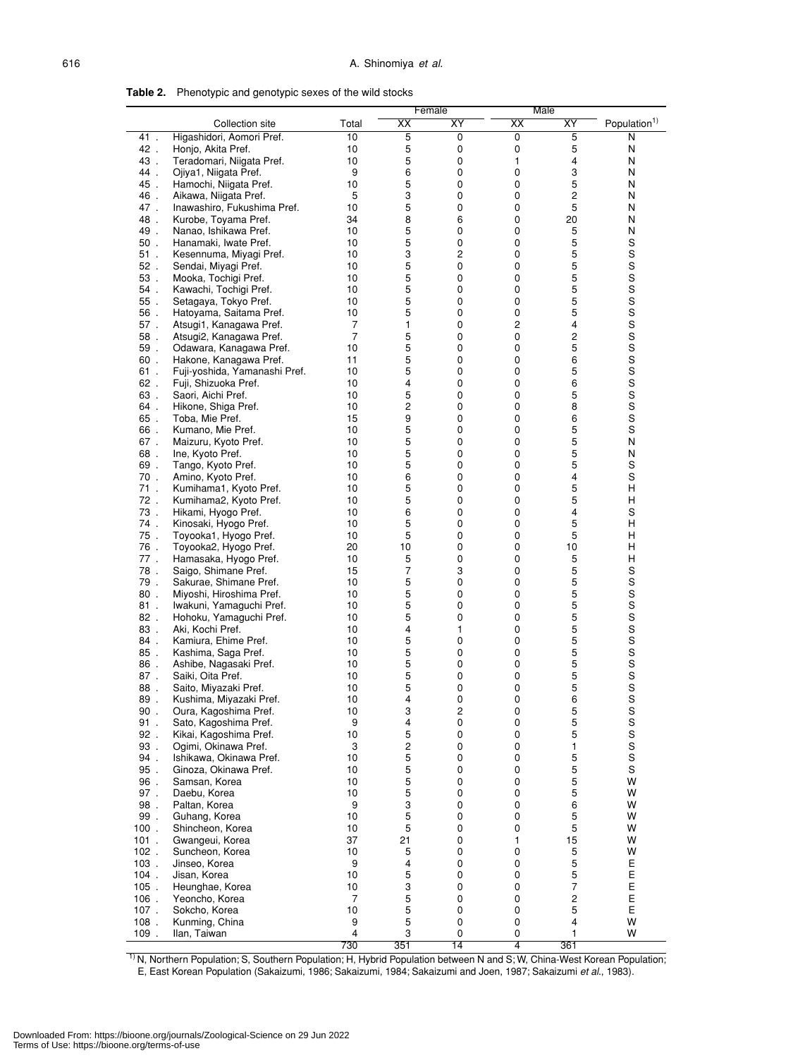**Table 2.** Phenotypic and genotypic sexes of the wild stocks

| | Collection site | Total | Female | | Male | | Population[1)] |
|---|---|---|---|---|---|---|---|
| | | | XX | XY | XX | XY | |
| 41 . | Higashidori, Aomori Pref. | 10 | 5 | 0 | 0 | 5 | N |
| 42 . | Honjo, Akita Pref. | 10 | 5 | 0 | 0 | 5 | N |
| 43 . | Teradomari, Niigata Pref. | 10 | 5 | 0 | 1 | 4 | N |
| 44 . | Ojiya1, Niigata Pref. | 9 | 6 | 0 | 0 | 3 | N |
| 45 . | Hamochi, Niigata Pref. | 10 | 5 | 0 | 0 | 5 | N |
| 46 . | Aikawa, Niigata Pref. | 5 | 3 | 0 | 0 | 2 | N |
| 47 . | Inawashiro, Fukushima Pref. | 10 | 5 | 0 | 0 | 5 | N |
| 48 . | Kurobe, Toyama Pref. | 34 | 8 | 6 | 0 | 20 | N |
| 49 . | Nanao, Ishikawa Pref. | 10 | 5 | 0 | 0 | 5 | N |
| 50 . | Hanamaki, Iwate Pref. | 10 | 5 | 0 | 0 | 5 | S |
| 51 . | Kesennuma, Miyagi Pref. | 10 | 3 | 2 | 0 | 5 | S |
| 52 . | Sendai, Miyagi Pref. | 10 | 5 | 0 | 0 | 5 | S |
| 53 . | Mooka, Tochigi Pref. | 10 | 5 | 0 | 0 | 5 | S |
| 54 . | Kawachi, Tochigi Pref. | 10 | 5 | 0 | 0 | 5 | S |
| 55 . | Setagaya, Tokyo Pref. | 10 | 5 | 0 | 0 | 5 | S |
| 56 . | Hatoyama, Saitama Pref. | 10 | 5 | 0 | 0 | 5 | S |
| 57 . | Atsugi1, Kanagawa Pref. | 7 | 1 | 0 | 2 | 4 | S |
| 58 . | Atsugi2, Kanagawa Pref. | 7 | 5 | 0 | 0 | 2 | S |
| 59 . | Odawara, Kanagawa Pref. | 10 | 5 | 0 | 0 | 5 | S |
| 60 . | Hakone, Kanagawa Pref. | 11 | 5 | 0 | 0 | 6 | S |
| 61 . | Fuji-yoshida, Yamanashi Pref. | 10 | 5 | 0 | 0 | 5 | S |
| 62 . | Fuji, Shizuoka Pref. | 10 | 4 | 0 | 0 | 6 | S |
| 63 . | Saori, Aichi Pref. | 10 | 5 | 0 | 0 | 5 | S |
| 64 . | Hikone, Shiga Pref. | 10 | 2 | 0 | 0 | 8 | S |
| 65 . | Toba, Mie Pref. | 15 | 9 | 0 | 0 | 6 | S |
| 66 . | Kumano, Mie Pref. | 10 | 5 | 0 | 0 | 5 | S |
| 67 . | Maizuru, Kyoto Pref. | 10 | 5 | 0 | 0 | 5 | N |
| 68 . | Ine, Kyoto Pref. | 10 | 5 | 0 | 0 | 5 | N |
| 69 . | Tango, Kyoto Pref. | 10 | 5 | 0 | 0 | 5 | S |
| 70 . | Amino, Kyoto Pref. | 10 | 6 | 0 | 0 | 4 | S |
| 71 . | Kumihama1, Kyoto Pref. | 10 | 5 | 0 | 0 | 5 | H |
| 72 . | Kumihama2, Kyoto Pref. | 10 | 5 | 0 | 0 | 5 | H |
| 73 . | Hikami, Hyogo Pref. | 10 | 6 | 0 | 0 | 4 | S |
| 74 . | Kinosaki, Hyogo Pref. | 10 | 5 | 0 | 0 | 5 | H |
| 75 . | Toyooka1, Hyogo Pref. | 10 | 5 | 0 | 0 | 5 | H |
| 76 . | Toyooka2, Hyogo Pref. | 20 | 10 | 0 | 0 | 10 | H |
| 77 . | Hamasaka, Hyogo Pref. | 10 | 5 | 0 | 0 | 5 | H |
| 78 . | Saigo, Shimane Pref. | 15 | 7 | 3 | 0 | 5 | S |
| 79 . | Sakurae, Shimane Pref. | 10 | 5 | 0 | 0 | 5 | S |
| 80 . | Miyoshi, Hiroshima Pref. | 10 | 5 | 0 | 0 | 5 | S |
| 81 . | Iwakuni, Yamaguchi Pref. | 10 | 5 | 0 | 0 | 5 | S |
| 82 . | Hohoku, Yamaguchi Pref. | 10 | 5 | 0 | 0 | 5 | S |
| 83 . | Aki, Kochi Pref. | 10 | 4 | 1 | 0 | 5 | S |
| 84 . | Kamiura, Ehime Pref. | 10 | 5 | 0 | 0 | 5 | S |
| 85 . | Kashima, Saga Pref. | 10 | 5 | 0 | 0 | 5 | S |
| 86 . | Ashibe, Nagasaki Pref. | 10 | 5 | 0 | 0 | 5 | S |
| 87 . | Saiki, Oita Pref. | 10 | 5 | 0 | 0 | 5 | S |
| 88 . | Saito, Miyazaki Pref. | 10 | 5 | 0 | 0 | 5 | S |
| 89 . | Kushima, Miyazaki Pref. | 10 | 4 | 0 | 0 | 6 | S |
| 90 . | Oura, Kagoshima Pref. | 10 | 3 | 2 | 0 | 5 | S |
| 91 . | Sato, Kagoshima Pref. | 9 | 4 | 0 | 0 | 5 | S |
| 92 . | Kikai, Kagoshima Pref. | 10 | 5 | 0 | 0 | 5 | S |
| 93 . | Ogimi, Okinawa Pref. | 3 | 2 | 0 | 0 | 1 | S |
| 94 . | Ishikawa, Okinawa Pref. | 10 | 5 | 0 | 0 | 5 | S |
| 95 . | Ginoza, Okinawa Pref. | 10 | 5 | 0 | 0 | 5 | S |
| 96 . | Samsan, Korea | 10 | 5 | 0 | 0 | 5 | W |
| 97 . | Daebu, Korea | 10 | 5 | 0 | 0 | 5 | W |
| 98 . | Paltan, Korea | 9 | 3 | 0 | 0 | 6 | W |
| 99 . | Guhang, Korea | 10 | 5 | 0 | 0 | 5 | W |
| 100 . | Shincheon, Korea | 10 | 5 | 0 | 0 | 5 | W |
| 101 . | Gwangeui, Korea | 37 | 21 | 0 | 1 | 15 | W |
| 102 . | Suncheon, Korea | 10 | 5 | 0 | 0 | 5 | W |
| 103 . | Jinseo, Korea | 9 | 4 | 0 | 0 | 5 | E |
| 104 . | Jisan, Korea | 10 | 5 | 0 | 0 | 5 | E |
| 105 . | Heunghae, Korea | 10 | 3 | 0 | 0 | 7 | E |
| 106 . | Yeoncho, Korea | 7 | 5 | 0 | 0 | 2 | E |
| 107 . | Sokcho, Korea | 10 | 5 | 0 | 0 | 5 | E |
| 108 . | Kunming, China | 9 | 5 | 0 | 0 | 4 | W |
| 109 . | Ilan, Taiwan | 4 | 3 | 0 | 0 | 1 | W |
| | | 730 | 351 | 14 | 4 | 361 | |

[1)] N, Northern Population; S, Southern Population; H, Hybrid Population between N and S; W, China-West Korean Population; E, East Korean Population (Sakaizumi, 1986; Sakaizumi, 1984; Sakaizumi and Joen, 1987; Sakaizumi *et al.*, 1983).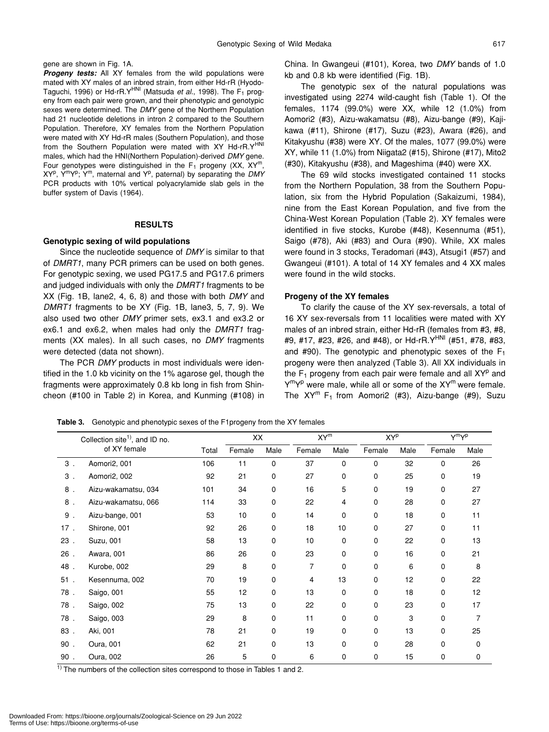gene are shown in Fig. 1A.

***Progeny tests:*** All XY females from the wild populations were mated with XY males of an inbred strain, from either Hd-rR (Hyodo-Taguchi, 1996) or Hd-rR.$Y^{HNI}$ (Matsuda *et al*., 1998). The $F_1$ progeny from each pair were grown, and their phenotypic and genotypic sexes were determined. The *DMY* gene of the Northern Population had 21 nucleotide deletions in intron 2 compared to the Southern Population. Therefore, XY females from the Northern Population were mated with XY Hd-rR males (Southern Population), and those from the Southern Population were mated with XY Hd-rR.$Y^{HNI}$ males, which had the HNI(Northern Population)-derived *DMY* gene. Four genotypes were distinguished in the $F_1$ progeny (XX, $XY^m$, $XY^p$, $Y^mY^p$; $Y^m$, maternal and $Y^p$, paternal) by separating the *DMY* PCR products with 10% vertical polyacrylamide slab gels in the buffer system of Davis (1964).

## RESULTS

### Genotypic sexing of wild populations

Since the nucleotide sequence of *DMY* is similar to that of *DMRT1*, many PCR primers can be used on both genes. For genotypic sexing, we used PG17.5 and PG17.6 primers and judged individuals with only the *DMRT1* fragments to be XX (Fig. 1B, lane2, 4, 6, 8) and those with both *DMY* and *DMRT1* fragments to be XY (Fig. 1B, lane3, 5, 7, 9). We also used two other *DMY* primer sets, ex3.1 and ex3.2 or ex6.1 and ex6.2, when males had only the *DMRT1* fragments (XX males). In all such cases, no *DMY* fragments were detected (data not shown).

The PCR *DMY* products in most individuals were identified in the 1.0 kb vicinity on the 1% agarose gel, though the fragments were approximately 0.8 kb long in fish from Shincheon (#100 in Table 2) in Korea, and Kunming (#108) in China. In Gwangeui (#101), Korea, two *DMY* bands of 1.0 kb and 0.8 kb were identified (Fig. 1B).

The genotypic sex of the natural populations was investigated using 2274 wild-caught fish (Table 1). Of the females, 1174 (99.0%) were XX, while 12 (1.0%) from Aomori2 (#3), Aizu-wakamatsu (#8), Aizu-bange (#9), Kajikawa (#11), Shirone (#17), Suzu (#23), Awara (#26), and Kitakyushu (#38) were XY. Of the males, 1077 (99.0%) were XY, while 11 (1.0%) from Niigata2 (#15), Shirone (#17), Mito2 (#30), Kitakyushu (#38), and Mageshima (#40) were XX.

The 69 wild stocks investigated contained 11 stocks from the Northern Population, 38 from the Southern Population, six from the Hybrid Population (Sakaizumi, 1984), nine from the East Korean Population, and five from the China-West Korean Population (Table 2). XY females were identified in five stocks, Kurobe (#48), Kesennuma (#51), Saigo (#78), Aki (#83) and Oura (#90). While, XX males were found in 3 stocks, Teradomari (#43), Atsugi1 (#57) and Gwangeui (#101). A total of 14 XY females and 4 XX males were found in the wild stocks.

### Progeny of the XY females

To clarify the cause of the XY sex-reversals, a total of 16 XY sex-reversals from 11 localities were mated with XY males of an inbred strain, either Hd-rR (females from #3, #8, #9, #17, #23, #26, and #48), or Hd-rR.$Y^{HNI}$ (#51, #78, #83, and #90). The genotypic and phenotypic sexes of the $F_1$ progeny were then analyzed (Table 3). All XX individuals in the $F_1$ progeny from each pair were female and all $XY^p$ and $Y^mY^p$ were male, while all or some of the $XY^m$ were female. The $XY^m$ $F_1$ from Aomori2 (#3), Aizu-bange (#9), Suzu

**Table 3.** Genotypic and phenotypic sexes of the F1progeny from the XY females

| Collection site[1)], and ID no. of XY female | | Total | XX | | $XY^m$ | | $XY^p$ | | $Y^mY^p$ | |
|---|---|---|---|---|---|---|---|---|---|---|
| | | | Female | Male | Female | Male | Female | Male | Female | Male |
| 3 . | Aomori2, 001 | 106 | 11 | 0 | 37 | 0 | 0 | 32 | 0 | 26 |
| 3 . | Aomori2, 002 | 92 | 21 | 0 | 27 | 0 | 0 | 25 | 0 | 19 |
| 8 . | Aizu-wakamatsu, 034 | 101 | 34 | 0 | 16 | 5 | 0 | 19 | 0 | 27 |
| 8 . | Aizu-wakamatsu, 066 | 114 | 33 | 0 | 22 | 4 | 0 | 28 | 0 | 27 |
| 9 . | Aizu-bange, 001 | 53 | 10 | 0 | 14 | 0 | 0 | 18 | 0 | 11 |
| 17 . | Shirone, 001 | 92 | 26 | 0 | 18 | 10 | 0 | 27 | 0 | 11 |
| 23 . | Suzu, 001 | 58 | 13 | 0 | 10 | 0 | 0 | 22 | 0 | 13 |
| 26 . | Awara, 001 | 86 | 26 | 0 | 23 | 0 | 0 | 16 | 0 | 21 |
| 48 . | Kurobe, 002 | 29 | 8 | 0 | 7 | 0 | 0 | 6 | 0 | 8 |
| 51 . | Kesennuma, 002 | 70 | 19 | 0 | 4 | 13 | 0 | 12 | 0 | 22 |
| 78 . | Saigo, 001 | 55 | 12 | 0 | 13 | 0 | 0 | 18 | 0 | 12 |
| 78 . | Saigo, 002 | 75 | 13 | 0 | 22 | 0 | 0 | 23 | 0 | 17 |
| 78 . | Saigo, 003 | 29 | 8 | 0 | 11 | 0 | 0 | 3 | 0 | 7 |
| 83 . | Aki, 001 | 78 | 21 | 0 | 19 | 0 | 0 | 13 | 0 | 25 |
| 90 . | Oura, 001 | 62 | 21 | 0 | 13 | 0 | 0 | 28 | 0 | 0 |
| 90 . | Oura, 002 | 26 | 5 | 0 | 6 | 0 | 0 | 15 | 0 | 0 |

[1)] The numbers of the collection sites correspond to those in Tables 1 and 2.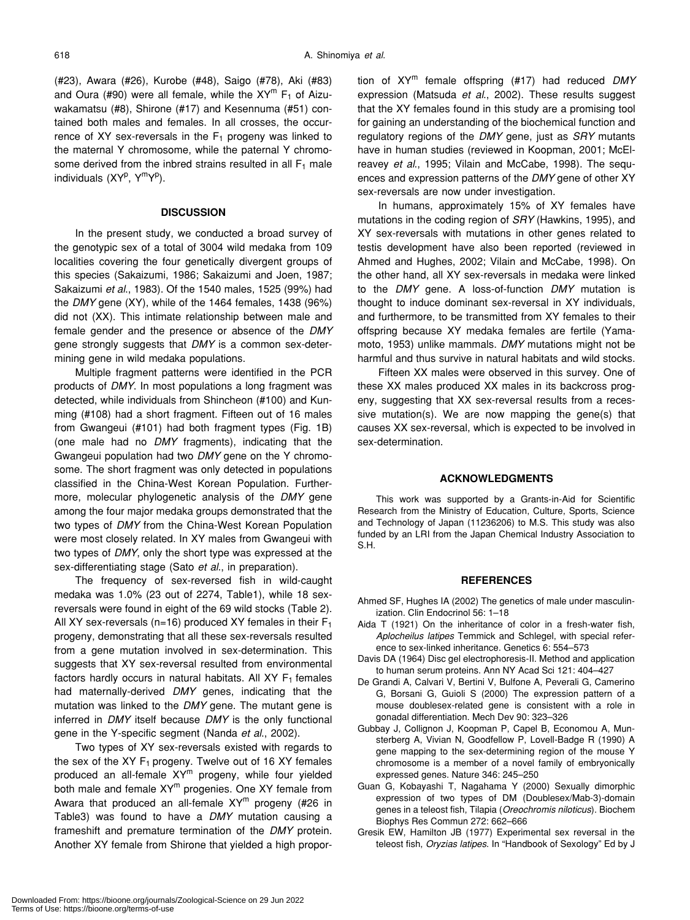(#23), Awara (#26), Kurobe (#48), Saigo (#78), Aki (#83) and Oura (#90) were all female, while the $XY^m$ $F_1$ of Aizu-wakamatsu (#8), Shirone (#17) and Kesennuma (#51) contained both males and females. In all crosses, the occurrence of XY sex-reversals in the $F_1$ progeny was linked to the maternal Y chromosome, while the paternal Y chromosome derived from the inbred strains resulted in all $F_1$ male individuals ($XY^p$, $Y^mY^p$).

## DISCUSSION

In the present study, we conducted a broad survey of the genotypic sex of a total of 3004 wild medaka from 109 localities covering the four genetically divergent groups of this species (Sakaizumi, 1986; Sakaizumi and Joen, 1987; Sakaizumi *et al.*, 1983). Of the 1540 males, 1525 (99%) had the *DMY* gene (XY), while of the 1464 females, 1438 (96%) did not (XX). This intimate relationship between male and female gender and the presence or absence of the *DMY* gene strongly suggests that *DMY* is a common sex-determining gene in wild medaka populations.

Multiple fragment patterns were identified in the PCR products of *DMY*. In most populations a long fragment was detected, while individuals from Shincheon (#100) and Kunming (#108) had a short fragment. Fifteen out of 16 males from Gwangeui (#101) had both fragment types (Fig. 1B) (one male had no *DMY* fragments), indicating that the Gwangeui population had two *DMY* gene on the Y chromosome. The short fragment was only detected in populations classified in the China-West Korean Population. Furthermore, molecular phylogenetic analysis of the *DMY* gene among the four major medaka groups demonstrated that the two types of *DMY* from the China-West Korean Population were most closely related. In XY males from Gwangeui with two types of *DMY*, only the short type was expressed at the sex-differentiating stage (Sato *et al.*, in preparation).

The frequency of sex-reversed fish in wild-caught medaka was 1.0% (23 out of 2274, Table1), while 18 sex-reversals were found in eight of the 69 wild stocks (Table 2). All XY sex-reversals (n=16) produced XY females in their $F_1$ progeny, demonstrating that all these sex-reversals resulted from a gene mutation involved in sex-determination. This suggests that XY sex-reversal resulted from environmental factors hardly occurs in natural habitats. All XY $F_1$ females had maternally-derived *DMY* genes, indicating that the mutation was linked to the *DMY* gene. The mutant gene is inferred in *DMY* itself because *DMY* is the only functional gene in the Y-specific segment (Nanda *et al.*, 2002).

Two types of XY sex-reversals existed with regards to the sex of the XY $F_1$ progeny. Twelve out of 16 XY females produced an all-female $XY^m$ progeny, while four yielded both male and female $XY^m$ progenies. One XY female from Awara that produced an all-female $XY^m$ progeny (#26 in Table3) was found to have a *DMY* mutation causing a frameshift and premature termination of the *DMY* protein. Another XY female from Shirone that yielded a high proportion of $XY^m$ female offspring (#17) had reduced *DMY* expression (Matsuda *et al.*, 2002). These results suggest that the XY females found in this study are a promising tool for gaining an understanding of the biochemical function and regulatory regions of the *DMY* gene, just as *SRY* mutants have in human studies (reviewed in Koopman, 2001; McElreavey *et al.*, 1995; Vilain and McCabe, 1998). The sequences and expression patterns of the *DMY* gene of other XY sex-reversals are now under investigation.

In humans, approximately 15% of XY females have mutations in the coding region of *SRY* (Hawkins, 1995), and XY sex-reversals with mutations in other genes related to testis development have also been reported (reviewed in Ahmed and Hughes, 2002; Vilain and McCabe, 1998). On the other hand, all XY sex-reversals in medaka were linked to the *DMY* gene. A loss-of-function *DMY* mutation is thought to induce dominant sex-reversal in XY individuals, and furthermore, to be transmitted from XY females to their offspring because XY medaka females are fertile (Yamamoto, 1953) unlike mammals. *DMY* mutations might not be harmful and thus survive in natural habitats and wild stocks.

Fifteen XX males were observed in this survey. One of these XX males produced XX males in its backcross progeny, suggesting that XX sex-reversal results from a recessive mutation(s). We are now mapping the gene(s) that causes XX sex-reversal, which is expected to be involved in sex-determination.

## ACKNOWLEDGMENTS

This work was supported by a Grants-in-Aid for Scientific Research from the Ministry of Education, Culture, Sports, Science and Technology of Japan (11236206) to M.S. This study was also funded by an LRI from the Japan Chemical Industry Association to S.H.

## REFERENCES

Ahmed SF, Hughes IA (2002) The genetics of male under masculinization. Clin Endocrinol 56: 1–18

Aida T (1921) On the inheritance of color in a fresh-water fish, *Aplocheilus latipes* Temmick and Schlegel, with special reference to sex-linked inheritance. Genetics 6: 554–573

Davis DA (1964) Disc gel electrophoresis-II. Method and application to human serum proteins. Ann NY Acad Sci 121: 404–427

De Grandi A, Calvari V, Bertini V, Bulfone A, Peverali G, Camerino G, Borsani G, Guioli S (2000) The expression pattern of a mouse doublesex-related gene is consistent with a role in gonadal differentiation. Mech Dev 90: 323–326

Gubbay J, Collignon J, Koopman P, Capel B, Economou A, Munsterberg A, Vivian N, Goodfellow P, Lovell-Badge R (1990) A gene mapping to the sex-determining region of the mouse Y chromosome is a member of a novel family of embryonically expressed genes. Nature 346: 245–250

Guan G, Kobayashi T, Nagahama Y (2000) Sexually dimorphic expression of two types of DM (Doublesex/Mab-3)-domain genes in a teleost fish, Tilapia (*Oreochromis niloticus*). Biochem Biophys Res Commun 272: 662–666

Gresik EW, Hamilton JB (1977) Experimental sex reversal in the teleost fish, *Oryzias latipes*. In “Handbook of Sexology” Ed by J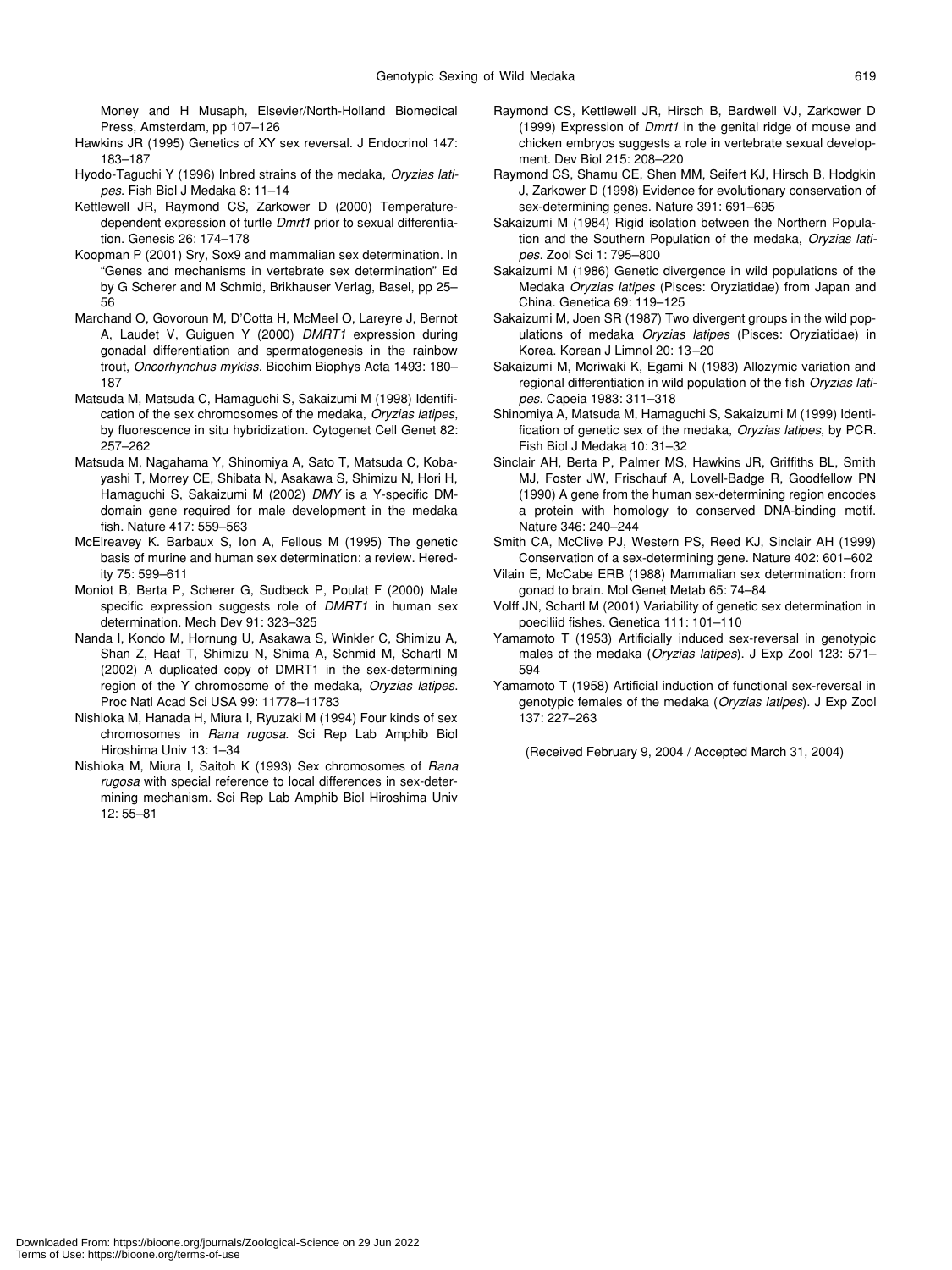Money and H Musaph, Elsevier/North-Holland Biomedical Press, Amsterdam, pp 107–126

Hawkins JR (1995) Genetics of XY sex reversal. J Endocrinol 147: 183–187

Hyodo-Taguchi Y (1996) Inbred strains of the medaka, *Oryzias latipes*. Fish Biol J Medaka 8: 11–14

Kettlewell JR, Raymond CS, Zarkower D (2000) Temperature-dependent expression of turtle *Dmrt1* prior to sexual differentiation. Genesis 26: 174–178

Koopman P (2001) Sry, Sox9 and mammalian sex determination. In "Genes and mechanisms in vertebrate sex determination" Ed by G Scherer and M Schmid, Brikhauser Verlag, Basel, pp 25–56

Marchand O, Govoroun M, D'Cotta H, McMeel O, Lareyre J, Bernot A, Laudet V, Guiguen Y (2000) *DMRT1* expression during gonadal differentiation and spermatogenesis in the rainbow trout, *Oncorhynchus mykiss*. Biochim Biophys Acta 1493: 180–187

Matsuda M, Matsuda C, Hamaguchi S, Sakaizumi M (1998) Identification of the sex chromosomes of the medaka, *Oryzias latipes*, by fluorescence in situ hybridization. Cytogenet Cell Genet 82: 257–262

Matsuda M, Nagahama Y, Shinomiya A, Sato T, Matsuda C, Kobayashi T, Morrey CE, Shibata N, Asakawa S, Shimizu N, Hori H, Hamaguchi S, Sakaizumi M (2002) *DMY* is a Y-specific DM-domain gene required for male development in the medaka fish. Nature 417: 559–563

McElreavey K. Barbaux S, Ion A, Fellous M (1995) The genetic basis of murine and human sex determination: a review. Heredity 75: 599–611

Moniot B, Berta P, Scherer G, Sudbeck P, Poulat F (2000) Male specific expression suggests role of *DMRT1* in human sex determination. Mech Dev 91: 323–325

Nanda I, Kondo M, Hornung U, Asakawa S, Winkler C, Shimizu A, Shan Z, Haaf T, Shimizu N, Shima A, Schmid M, Schartl M (2002) A duplicated copy of DMRT1 in the sex-determining region of the Y chromosome of the medaka, *Oryzias latipes*. Proc Natl Acad Sci USA 99: 11778–11783

Nishioka M, Hanada H, Miura I, Ryuzaki M (1994) Four kinds of sex chromosomes in *Rana rugosa*. Sci Rep Lab Amphib Biol Hiroshima Univ 13: 1–34

Nishioka M, Miura I, Saitoh K (1993) Sex chromosomes of *Rana rugosa* with special reference to local differences in sex-determining mechanism. Sci Rep Lab Amphib Biol Hiroshima Univ 12: 55–81

Raymond CS, Kettlewell JR, Hirsch B, Bardwell VJ, Zarkower D (1999) Expression of *Dmrt1* in the genital ridge of mouse and chicken embryos suggests a role in vertebrate sexual development. Dev Biol 215: 208–220

Raymond CS, Shamu CE, Shen MM, Seifert KJ, Hirsch B, Hodgkin J, Zarkower D (1998) Evidence for evolutionary conservation of sex-determining genes. Nature 391: 691–695

Sakaizumi M (1984) Rigid isolation between the Northern Population and the Southern Population of the medaka, *Oryzias latipes*. Zool Sci 1: 795–800

Sakaizumi M (1986) Genetic divergence in wild populations of the Medaka *Oryzias latipes* (Pisces: Oryziatidae) from Japan and China. Genetica 69: 119–125

Sakaizumi M, Joen SR (1987) Two divergent groups in the wild populations of medaka *Oryzias latipes* (Pisces: Oryziatidae) in Korea. Korean J Limnol 20: 13–20

Sakaizumi M, Moriwaki K, Egami N (1983) Allozymic variation and regional differentiation in wild population of the fish *Oryzias latipes*. Capeia 1983: 311–318

Shinomiya A, Matsuda M, Hamaguchi S, Sakaizumi M (1999) Identification of genetic sex of the medaka, *Oryzias latipes*, by PCR. Fish Biol J Medaka 10: 31–32

Sinclair AH, Berta P, Palmer MS, Hawkins JR, Griffiths BL, Smith MJ, Foster JW, Frischauf A, Lovell-Badge R, Goodfellow PN (1990) A gene from the human sex-determining region encodes a protein with homology to conserved DNA-binding motif. Nature 346: 240–244

Smith CA, McClive PJ, Western PS, Reed KJ, Sinclair AH (1999) Conservation of a sex-determining gene. Nature 402: 601–602

Vilain E, McCabe ERB (1988) Mammalian sex determination: from gonad to brain. Mol Genet Metab 65: 74–84

Volff JN, Schartl M (2001) Variability of genetic sex determination in poeciliid fishes. Genetica 111: 101–110

Yamamoto T (1953) Artificially induced sex-reversal in genotypic males of the medaka (*Oryzias latipes*). J Exp Zool 123: 571–594

Yamamoto T (1958) Artificial induction of functional sex-reversal in genotypic females of the medaka (*Oryzias latipes*). J Exp Zool 137: 227–263

(Received February 9, 2004 / Accepted March 31, 2004)